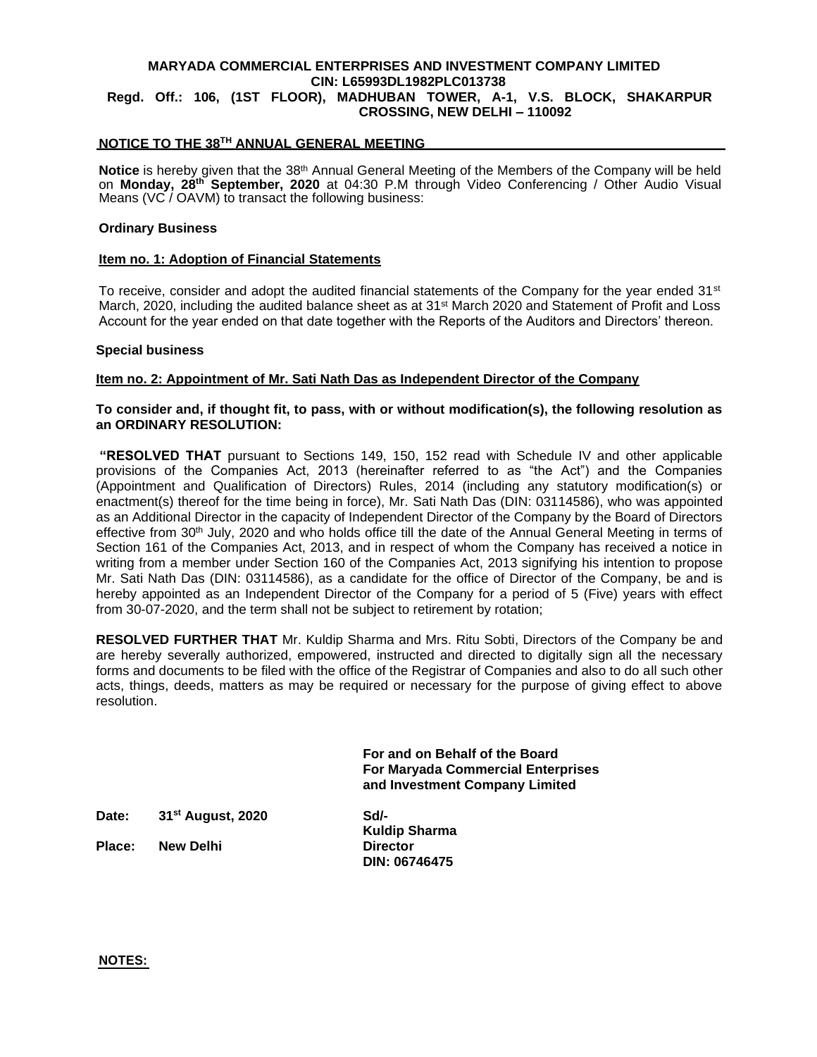**MARYADA COMMERCIAL ENTERPRISES AND INVESTMENT COMPANY LIMITED**
**CIN: L65993DL1982PLC013738**
**Regd. Off.: 106, (1ST FLOOR), MADHUBAN TOWER, A-1, V.S. BLOCK, SHAKARPUR CROSSING, NEW DELHI – 110092**

## NOTICE TO THE 38TH ANNUAL GENERAL MEETING

**Notice** is hereby given that the 38th Annual General Meeting of the Members of the Company will be held on **Monday, 28th September, 2020** at 04:30 P.M through Video Conferencing / Other Audio Visual Means (VC / OAVM) to transact the following business:

### Ordinary Business

**Item no. 1: Adoption of Financial Statements**

To receive, consider and adopt the audited financial statements of the Company for the year ended 31st March, 2020, including the audited balance sheet as at 31st March 2020 and Statement of Profit and Loss Account for the year ended on that date together with the Reports of the Auditors and Directors' thereon.

### Special business

**Item no. 2: Appointment of Mr. Sati Nath Das as Independent Director of the Company**

**To consider and, if thought fit, to pass, with or without modification(s), the following resolution as an ORDINARY RESOLUTION:**

**"RESOLVED THAT** pursuant to Sections 149, 150, 152 read with Schedule IV and other applicable provisions of the Companies Act, 2013 (hereinafter referred to as "the Act") and the Companies (Appointment and Qualification of Directors) Rules, 2014 (including any statutory modification(s) or enactment(s) thereof for the time being in force), Mr. Sati Nath Das (DIN: 03114586), who was appointed as an Additional Director in the capacity of Independent Director of the Company by the Board of Directors effective from 30th July, 2020 and who holds office till the date of the Annual General Meeting in terms of Section 161 of the Companies Act, 2013, and in respect of whom the Company has received a notice in writing from a member under Section 160 of the Companies Act, 2013 signifying his intention to propose Mr. Sati Nath Das (DIN: 03114586), as a candidate for the office of Director of the Company, be and is hereby appointed as an Independent Director of the Company for a period of 5 (Five) years with effect from 30-07-2020, and the term shall not be subject to retirement by rotation;

**RESOLVED FURTHER THAT** Mr. Kuldip Sharma and Mrs. Ritu Sobti, Directors of the Company be and are hereby severally authorized, empowered, instructed and directed to digitally sign all the necessary forms and documents to be filed with the office of the Registrar of Companies and also to do all such other acts, things, deeds, matters as may be required or necessary for the purpose of giving effect to above resolution.

**For and on Behalf of the Board**
**For Maryada Commercial Enterprises and Investment Company Limited**

**Date: 31st August, 2020**
**Place: New Delhi**

**Sd/-**
**Kuldip Sharma**
**Director**
**DIN: 06746475**

**NOTES:**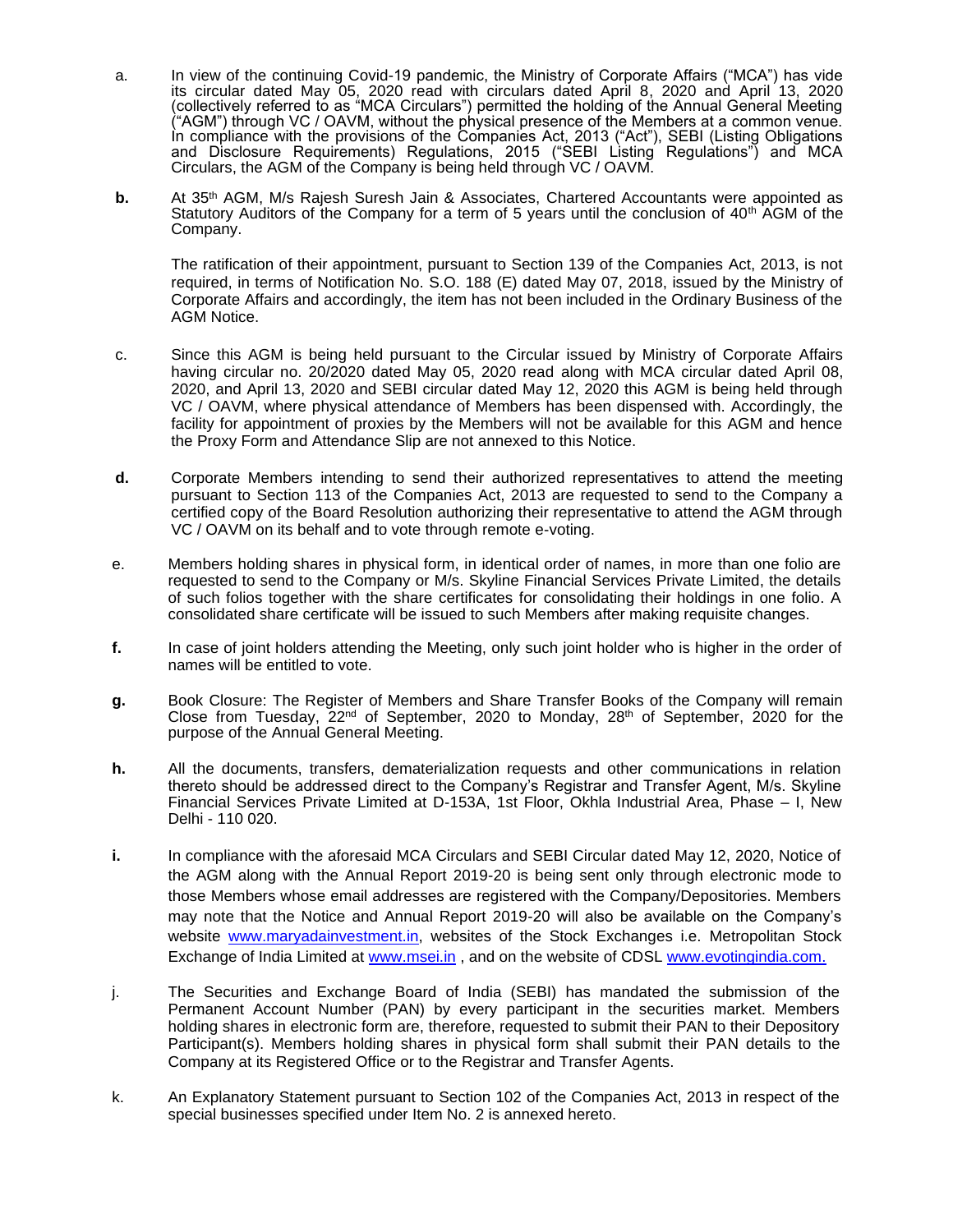a. In view of the continuing Covid-19 pandemic, the Ministry of Corporate Affairs ("MCA") has vide its circular dated May 05, 2020 read with circulars dated April 8, 2020 and April 13, 2020 (collectively referred to as "MCA Circulars") permitted the holding of the Annual General Meeting ("AGM") through VC / OAVM, without the physical presence of the Members at a common venue. In compliance with the provisions of the Companies Act, 2013 ("Act"), SEBI (Listing Obligations and Disclosure Requirements) Regulations, 2015 ("SEBI Listing Regulations") and MCA Circulars, the AGM of the Company is being held through VC / OAVM.

**b.** At 35th AGM, M/s Rajesh Suresh Jain & Associates, Chartered Accountants were appointed as Statutory Auditors of the Company for a term of 5 years until the conclusion of 40th AGM of the Company.

The ratification of their appointment, pursuant to Section 139 of the Companies Act, 2013, is not required, in terms of Notification No. S.O. 188 (E) dated May 07, 2018, issued by the Ministry of Corporate Affairs and accordingly, the item has not been included in the Ordinary Business of the AGM Notice.

c. Since this AGM is being held pursuant to the Circular issued by Ministry of Corporate Affairs having circular no. 20/2020 dated May 05, 2020 read along with MCA circular dated April 08, 2020, and April 13, 2020 and SEBI circular dated May 12, 2020 this AGM is being held through VC / OAVM, where physical attendance of Members has been dispensed with. Accordingly, the facility for appointment of proxies by the Members will not be available for this AGM and hence the Proxy Form and Attendance Slip are not annexed to this Notice.

**d.** Corporate Members intending to send their authorized representatives to attend the meeting pursuant to Section 113 of the Companies Act, 2013 are requested to send to the Company a certified copy of the Board Resolution authorizing their representative to attend the AGM through VC / OAVM on its behalf and to vote through remote e-voting.

e. Members holding shares in physical form, in identical order of names, in more than one folio are requested to send to the Company or M/s. Skyline Financial Services Private Limited, the details of such folios together with the share certificates for consolidating their holdings in one folio. A consolidated share certificate will be issued to such Members after making requisite changes.

**f.** In case of joint holders attending the Meeting, only such joint holder who is higher in the order of names will be entitled to vote.

**g.** Book Closure: The Register of Members and Share Transfer Books of the Company will remain Close from Tuesday, 22nd of September, 2020 to Monday, 28th of September, 2020 for the purpose of the Annual General Meeting.

**h.** All the documents, transfers, dematerialization requests and other communications in relation thereto should be addressed direct to the Company's Registrar and Transfer Agent, M/s. Skyline Financial Services Private Limited at D-153A, 1st Floor, Okhla Industrial Area, Phase – I, New Delhi - 110 020.

**i.** In compliance with the aforesaid MCA Circulars and SEBI Circular dated May 12, 2020, Notice of the AGM along with the Annual Report 2019-20 is being sent only through electronic mode to those Members whose email addresses are registered with the Company/Depositories. Members may note that the Notice and Annual Report 2019-20 will also be available on the Company's website www.maryadainvestment.in, websites of the Stock Exchanges i.e. Metropolitan Stock Exchange of India Limited at www.msei.in , and on the website of CDSL www.evotingindia.com.

j. The Securities and Exchange Board of India (SEBI) has mandated the submission of the Permanent Account Number (PAN) by every participant in the securities market. Members holding shares in electronic form are, therefore, requested to submit their PAN to their Depository Participant(s). Members holding shares in physical form shall submit their PAN details to the Company at its Registered Office or to the Registrar and Transfer Agents.

k. An Explanatory Statement pursuant to Section 102 of the Companies Act, 2013 in respect of the special businesses specified under Item No. 2 is annexed hereto.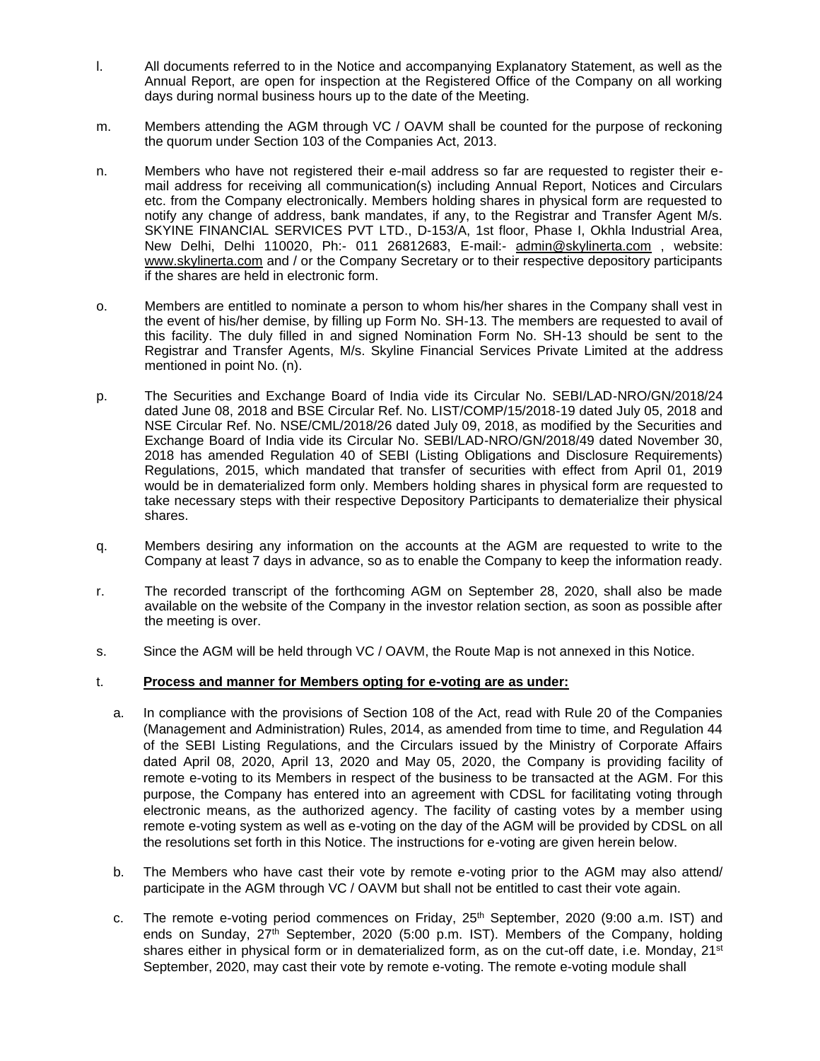l. All documents referred to in the Notice and accompanying Explanatory Statement, as well as the Annual Report, are open for inspection at the Registered Office of the Company on all working days during normal business hours up to the date of the Meeting.

m. Members attending the AGM through VC / OAVM shall be counted for the purpose of reckoning the quorum under Section 103 of the Companies Act, 2013.

n. Members who have not registered their e-mail address so far are requested to register their e-mail address for receiving all communication(s) including Annual Report, Notices and Circulars etc. from the Company electronically. Members holding shares in physical form are requested to notify any change of address, bank mandates, if any, to the Registrar and Transfer Agent M/s. SKYINE FINANCIAL SERVICES PVT LTD., D-153/A, 1st floor, Phase I, Okhla Industrial Area, New Delhi, Delhi 110020, Ph:- 011 26812683, E-mail:- admin@skylinerta.com , website: www.skylinerta.com and / or the Company Secretary or to their respective depository participants if the shares are held in electronic form.

o. Members are entitled to nominate a person to whom his/her shares in the Company shall vest in the event of his/her demise, by filling up Form No. SH-13. The members are requested to avail of this facility. The duly filled in and signed Nomination Form No. SH-13 should be sent to the Registrar and Transfer Agents, M/s. Skyline Financial Services Private Limited at the address mentioned in point No. (n).

p. The Securities and Exchange Board of India vide its Circular No. SEBI/LAD-NRO/GN/2018/24 dated June 08, 2018 and BSE Circular Ref. No. LIST/COMP/15/2018-19 dated July 05, 2018 and NSE Circular Ref. No. NSE/CML/2018/26 dated July 09, 2018, as modified by the Securities and Exchange Board of India vide its Circular No. SEBI/LAD-NRO/GN/2018/49 dated November 30, 2018 has amended Regulation 40 of SEBI (Listing Obligations and Disclosure Requirements) Regulations, 2015, which mandated that transfer of securities with effect from April 01, 2019 would be in dematerialized form only. Members holding shares in physical form are requested to take necessary steps with their respective Depository Participants to dematerialize their physical shares.

q. Members desiring any information on the accounts at the AGM are requested to write to the Company at least 7 days in advance, so as to enable the Company to keep the information ready.

r. The recorded transcript of the forthcoming AGM on September 28, 2020, shall also be made available on the website of the Company in the investor relation section, as soon as possible after the meeting is over.

s. Since the AGM will be held through VC / OAVM, the Route Map is not annexed in this Notice.

t. **<u>Process and manner for Members opting for e-voting are as under:</u>**

   a. In compliance with the provisions of Section 108 of the Act, read with Rule 20 of the Companies (Management and Administration) Rules, 2014, as amended from time to time, and Regulation 44 of the SEBI Listing Regulations, and the Circulars issued by the Ministry of Corporate Affairs dated April 08, 2020, April 13, 2020 and May 05, 2020, the Company is providing facility of remote e-voting to its Members in respect of the business to be transacted at the AGM. For this purpose, the Company has entered into an agreement with CDSL for facilitating voting through electronic means, as the authorized agency. The facility of casting votes by a member using remote e-voting system as well as e-voting on the day of the AGM will be provided by CDSL on all the resolutions set forth in this Notice. The instructions for e-voting are given herein below.

   b. The Members who have cast their vote by remote e-voting prior to the AGM may also attend/ participate in the AGM through VC / OAVM but shall not be entitled to cast their vote again.

   c. The remote e-voting period commences on Friday, 25th September, 2020 (9:00 a.m. IST) and ends on Sunday, 27th September, 2020 (5:00 p.m. IST). Members of the Company, holding shares either in physical form or in dematerialized form, as on the cut-off date, i.e. Monday, 21st September, 2020, may cast their vote by remote e-voting. The remote e-voting module shall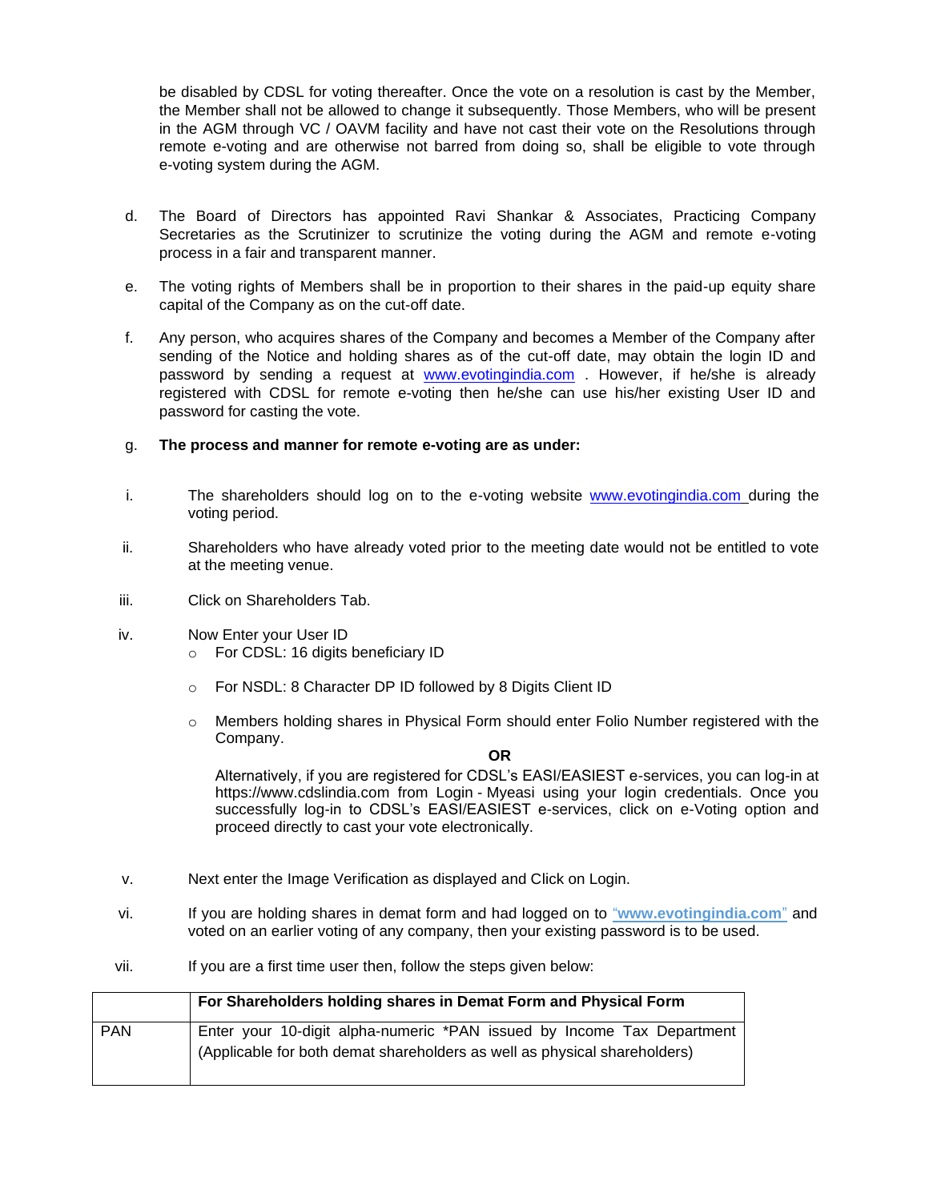be disabled by CDSL for voting thereafter. Once the vote on a resolution is cast by the Member, the Member shall not be allowed to change it subsequently. Those Members, who will be present in the AGM through VC / OAVM facility and have not cast their vote on the Resolutions through remote e-voting and are otherwise not barred from doing so, shall be eligible to vote through e-voting system during the AGM.

d. The Board of Directors has appointed Ravi Shankar & Associates, Practicing Company Secretaries as the Scrutinizer to scrutinize the voting during the AGM and remote e-voting process in a fair and transparent manner.

e. The voting rights of Members shall be in proportion to their shares in the paid-up equity share capital of the Company as on the cut-off date.

f. Any person, who acquires shares of the Company and becomes a Member of the Company after sending of the Notice and holding shares as of the cut-off date, may obtain the login ID and password by sending a request at www.evotingindia.com . However, if he/she is already registered with CDSL for remote e-voting then he/she can use his/her existing User ID and password for casting the vote.

g. **The process and manner for remote e-voting are as under:**

i. The shareholders should log on to the e-voting website www.evotingindia.com during the voting period.

ii. Shareholders who have already voted prior to the meeting date would not be entitled to vote at the meeting venue.

iii. Click on Shareholders Tab.

iv. Now Enter your User ID
- For CDSL: 16 digits beneficiary ID
- For NSDL: 8 Character DP ID followed by 8 Digits Client ID
- Members holding shares in Physical Form should enter Folio Number registered with the Company.

**OR**

Alternatively, if you are registered for CDSL's EASI/EASIEST e-services, you can log-in at https://www.cdslindia.com from Login - Myeasi using your login credentials. Once you successfully log-in to CDSL's EASI/EASIEST e-services, click on e-Voting option and proceed directly to cast your vote electronically.

v. Next enter the Image Verification as displayed and Click on Login.

vi. If you are holding shares in demat form and had logged on to "**www.evotingindia.com**" and voted on an earlier voting of any company, then your existing password is to be used.

vii. If you are a first time user then, follow the steps given below:

| | **For Shareholders holding shares in Demat Form and Physical Form** |
|---|---|
| PAN | Enter your 10-digit alpha-numeric *PAN issued by Income Tax Department (Applicable for both demat shareholders as well as physical shareholders) |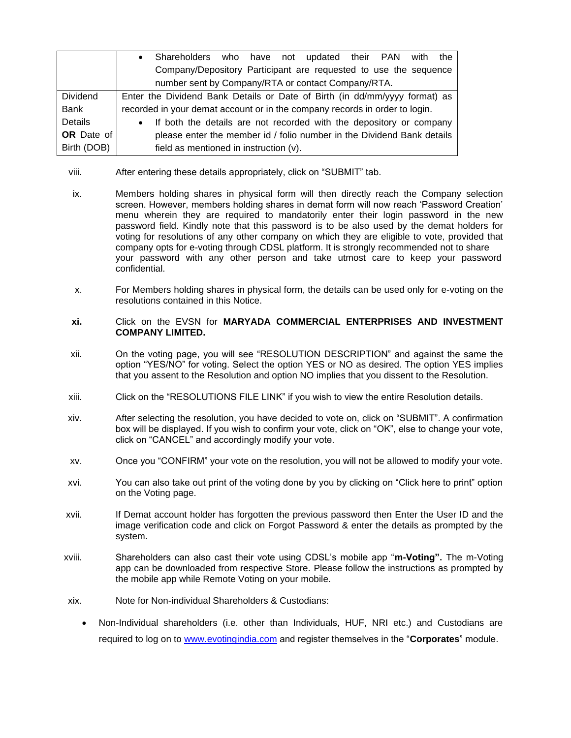| | |
|---|---|
| | • Shareholders who have not updated their PAN with the Company/Depository Participant are requested to use the sequence number sent by Company/RTA or contact Company/RTA. |
| Dividend Bank Details **OR** Date of Birth (DOB) | Enter the Dividend Bank Details or Date of Birth (in dd/mm/yyyy format) as recorded in your demat account or in the company records in order to login. <br>• If both the details are not recorded with the depository or company please enter the member id / folio number in the Dividend Bank details field as mentioned in instruction (v). |

viii. After entering these details appropriately, click on "SUBMIT" tab.

ix. Members holding shares in physical form will then directly reach the Company selection screen. However, members holding shares in demat form will now reach 'Password Creation' menu wherein they are required to mandatorily enter their login password in the new password field. Kindly note that this password is to be also used by the demat holders for voting for resolutions of any other company on which they are eligible to vote, provided that company opts for e-voting through CDSL platform. It is strongly recommended not to share your password with any other person and take utmost care to keep your password confidential.

x. For Members holding shares in physical form, the details can be used only for e-voting on the resolutions contained in this Notice.

**xi.** Click on the EVSN for **MARYADA COMMERCIAL ENTERPRISES AND INVESTMENT COMPANY LIMITED.**

xii. On the voting page, you will see "RESOLUTION DESCRIPTION" and against the same the option "YES/NO" for voting. Select the option YES or NO as desired. The option YES implies that you assent to the Resolution and option NO implies that you dissent to the Resolution.

xiii. Click on the "RESOLUTIONS FILE LINK" if you wish to view the entire Resolution details.

xiv. After selecting the resolution, you have decided to vote on, click on "SUBMIT". A confirmation box will be displayed. If you wish to confirm your vote, click on "OK", else to change your vote, click on "CANCEL" and accordingly modify your vote.

xv. Once you "CONFIRM" your vote on the resolution, you will not be allowed to modify your vote.

xvi. You can also take out print of the voting done by you by clicking on "Click here to print" option on the Voting page.

xvii. If Demat account holder has forgotten the previous password then Enter the User ID and the image verification code and click on Forgot Password & enter the details as prompted by the system.

xviii. Shareholders can also cast their vote using CDSL's mobile app "**m-Voting".** The m-Voting app can be downloaded from respective Store. Please follow the instructions as prompted by the mobile app while Remote Voting on your mobile.

xix. Note for Non-individual Shareholders & Custodians:

- Non-Individual shareholders (i.e. other than Individuals, HUF, NRI etc.) and Custodians are required to log on to www.evotingindia.com and register themselves in the "**Corporates**" module.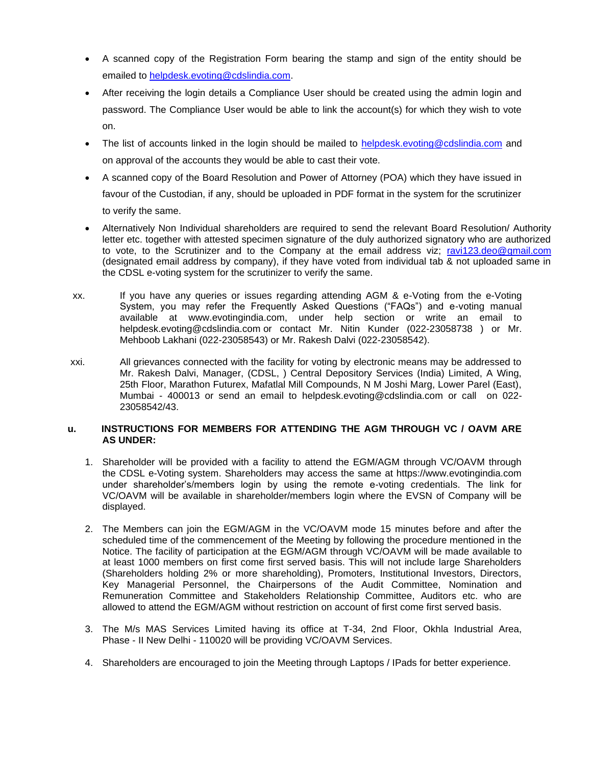- A scanned copy of the Registration Form bearing the stamp and sign of the entity should be emailed to helpdesk.evoting@cdslindia.com.
- After receiving the login details a Compliance User should be created using the admin login and password. The Compliance User would be able to link the account(s) for which they wish to vote on.
- The list of accounts linked in the login should be mailed to helpdesk.evoting@cdslindia.com and on approval of the accounts they would be able to cast their vote.
- A scanned copy of the Board Resolution and Power of Attorney (POA) which they have issued in favour of the Custodian, if any, should be uploaded in PDF format in the system for the scrutinizer to verify the same.
- Alternatively Non Individual shareholders are required to send the relevant Board Resolution/ Authority letter etc. together with attested specimen signature of the duly authorized signatory who are authorized to vote, to the Scrutinizer and to the Company at the email address viz; ravi123.deo@gmail.com (designated email address by company), if they have voted from individual tab & not uploaded same in the CDSL e-voting system for the scrutinizer to verify the same.

xx. If you have any queries or issues regarding attending AGM & e-Voting from the e-Voting System, you may refer the Frequently Asked Questions ("FAQs") and e-voting manual available at www.evotingindia.com, under help section or write an email to helpdesk.evoting@cdslindia.com or contact Mr. Nitin Kunder (022-23058738 ) or Mr. Mehboob Lakhani (022-23058543) or Mr. Rakesh Dalvi (022-23058542).

xxi. All grievances connected with the facility for voting by electronic means may be addressed to Mr. Rakesh Dalvi, Manager, (CDSL, ) Central Depository Services (India) Limited, A Wing, 25th Floor, Marathon Futurex, Mafatlal Mill Compounds, N M Joshi Marg, Lower Parel (East), Mumbai - 400013 or send an email to helpdesk.evoting@cdslindia.com or call on 022-23058542/43.

**u. INSTRUCTIONS FOR MEMBERS FOR ATTENDING THE AGM THROUGH VC / OAVM ARE AS UNDER:**

1. Shareholder will be provided with a facility to attend the EGM/AGM through VC/OAVM through the CDSL e-Voting system. Shareholders may access the same at https://www.evotingindia.com under shareholder's/members login by using the remote e-voting credentials. The link for VC/OAVM will be available in shareholder/members login where the EVSN of Company will be displayed.

2. The Members can join the EGM/AGM in the VC/OAVM mode 15 minutes before and after the scheduled time of the commencement of the Meeting by following the procedure mentioned in the Notice. The facility of participation at the EGM/AGM through VC/OAVM will be made available to at least 1000 members on first come first served basis. This will not include large Shareholders (Shareholders holding 2% or more shareholding), Promoters, Institutional Investors, Directors, Key Managerial Personnel, the Chairpersons of the Audit Committee, Nomination and Remuneration Committee and Stakeholders Relationship Committee, Auditors etc. who are allowed to attend the EGM/AGM without restriction on account of first come first served basis.

3. The M/s MAS Services Limited having its office at T-34, 2nd Floor, Okhla Industrial Area, Phase - II New Delhi - 110020 will be providing VC/OAVM Services.

4. Shareholders are encouraged to join the Meeting through Laptops / IPads for better experience.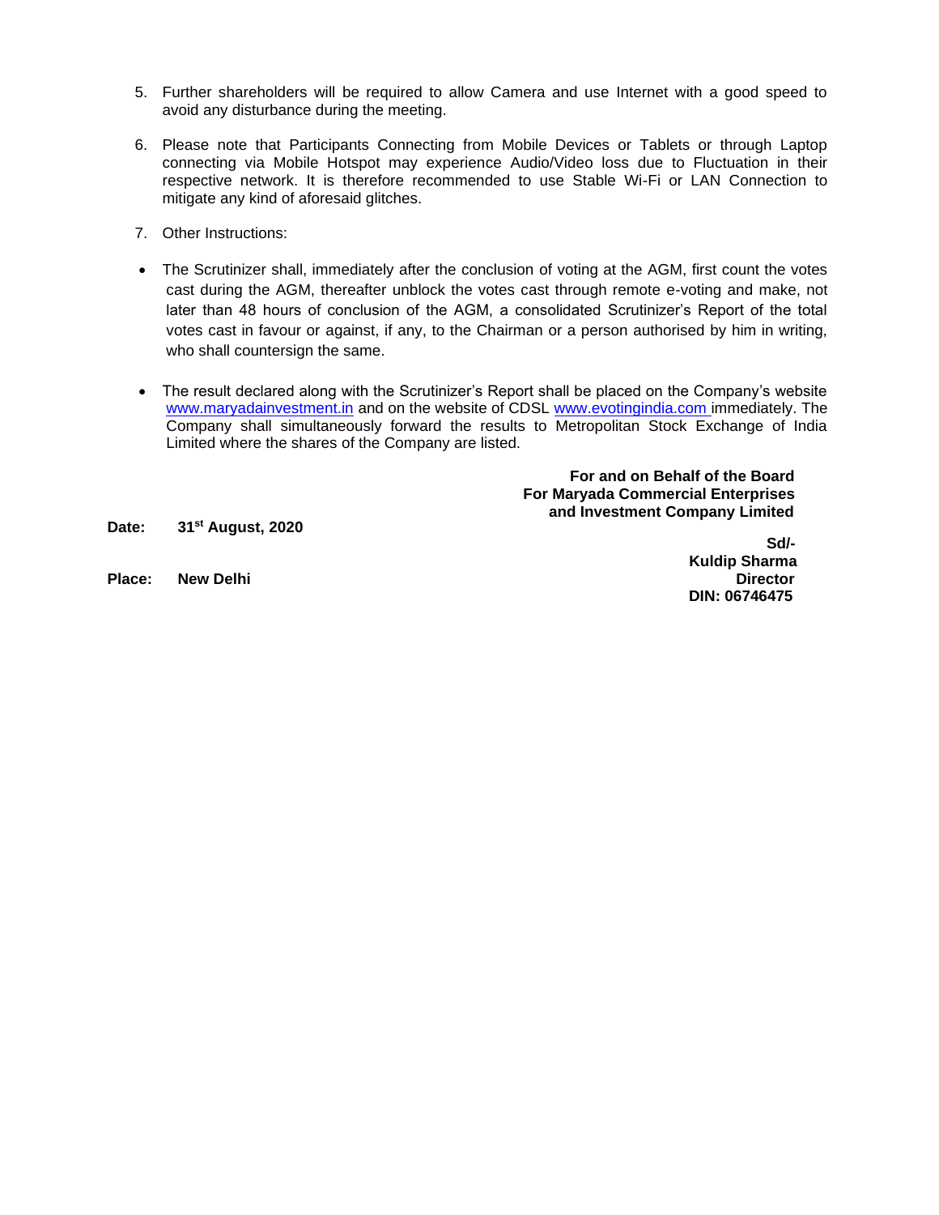5. Further shareholders will be required to allow Camera and use Internet with a good speed to avoid any disturbance during the meeting.

6. Please note that Participants Connecting from Mobile Devices or Tablets or through Laptop connecting via Mobile Hotspot may experience Audio/Video loss due to Fluctuation in their respective network. It is therefore recommended to use Stable Wi-Fi or LAN Connection to mitigate any kind of aforesaid glitches.

7. Other Instructions:

- The Scrutinizer shall, immediately after the conclusion of voting at the AGM, first count the votes cast during the AGM, thereafter unblock the votes cast through remote e-voting and make, not later than 48 hours of conclusion of the AGM, a consolidated Scrutinizer's Report of the total votes cast in favour or against, if any, to the Chairman or a person authorised by him in writing, who shall countersign the same.

- The result declared along with the Scrutinizer's Report shall be placed on the Company's website www.maryadainvestment.in and on the website of CDSL www.evotingindia.com immediately. The Company shall simultaneously forward the results to Metropolitan Stock Exchange of India Limited where the shares of the Company are listed.

**For and on Behalf of the Board**
**For Maryada Commercial Enterprises and Investment Company Limited**

**Date: 31st August, 2020**

**Place: New Delhi**

**Sd/-**
**Kuldip Sharma**
**Director**
**DIN: 06746475**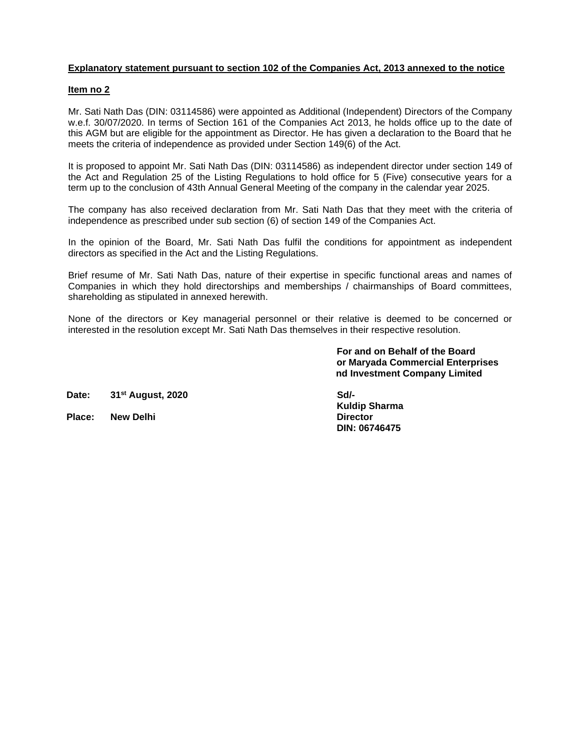**Explanatory statement pursuant to section 102 of the Companies Act, 2013 annexed to the notice**

**Item no 2**

Mr. Sati Nath Das (DIN: 03114586) were appointed as Additional (Independent) Directors of the Company w.e.f. 30/07/2020. In terms of Section 161 of the Companies Act 2013, he holds office up to the date of this AGM but are eligible for the appointment as Director. He has given a declaration to the Board that he meets the criteria of independence as provided under Section 149(6) of the Act.

It is proposed to appoint Mr. Sati Nath Das (DIN: 03114586) as independent director under section 149 of the Act and Regulation 25 of the Listing Regulations to hold office for 5 (Five) consecutive years for a term up to the conclusion of 43th Annual General Meeting of the company in the calendar year 2025.

The company has also received declaration from Mr. Sati Nath Das that they meet with the criteria of independence as prescribed under sub section (6) of section 149 of the Companies Act.

In the opinion of the Board, Mr. Sati Nath Das fulfil the conditions for appointment as independent directors as specified in the Act and the Listing Regulations.

Brief resume of Mr. Sati Nath Das, nature of their expertise in specific functional areas and names of Companies in which they hold directorships and memberships / chairmanships of Board committees, shareholding as stipulated in annexed herewith.

None of the directors or Key managerial personnel or their relative is deemed to be concerned or interested in the resolution except Mr. Sati Nath Das themselves in their respective resolution.

**For and on Behalf of the Board**
**or Maryada Commercial Enterprises**
**nd Investment Company Limited**

**Date: 31st August, 2020**

**Place: New Delhi**

**Sd/-**
**Kuldip Sharma**
**Director**
**DIN: 06746475**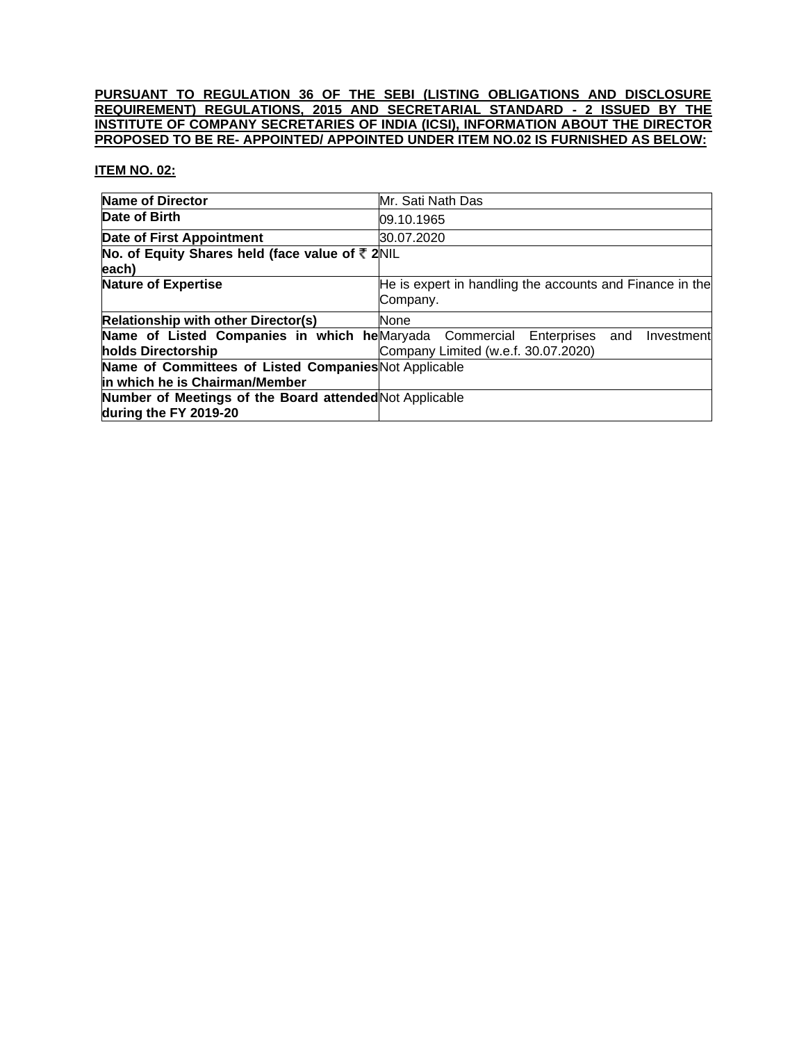**PURSUANT TO REGULATION 36 OF THE SEBI (LISTING OBLIGATIONS AND DISCLOSURE REQUIREMENT) REGULATIONS, 2015 AND SECRETARIAL STANDARD - 2 ISSUED BY THE INSTITUTE OF COMPANY SECRETARIES OF INDIA (ICSI), INFORMATION ABOUT THE DIRECTOR PROPOSED TO BE RE- APPOINTED/ APPOINTED UNDER ITEM NO.02 IS FURNISHED AS BELOW:**

**ITEM NO. 02:**

| **Name of Director** | Mr. Sati Nath Das |
|---|---|
| **Date of Birth** | 09.10.1965 |
| **Date of First Appointment** | 30.07.2020 |
| **No. of Equity Shares held (face value of ₹ 2 each)** | NIL |
| **Nature of Expertise** | He is expert in handling the accounts and Finance in the Company. |
| **Relationship with other Director(s)** | None |
| **Name of Listed Companies in which he holds Directorship** | Maryada Commercial Enterprises and Investment Company Limited (w.e.f. 30.07.2020) |
| **Name of Committees of Listed Companies in which he is Chairman/Member** | Not Applicable |
| **Number of Meetings of the Board attended during the FY 2019-20** | Not Applicable |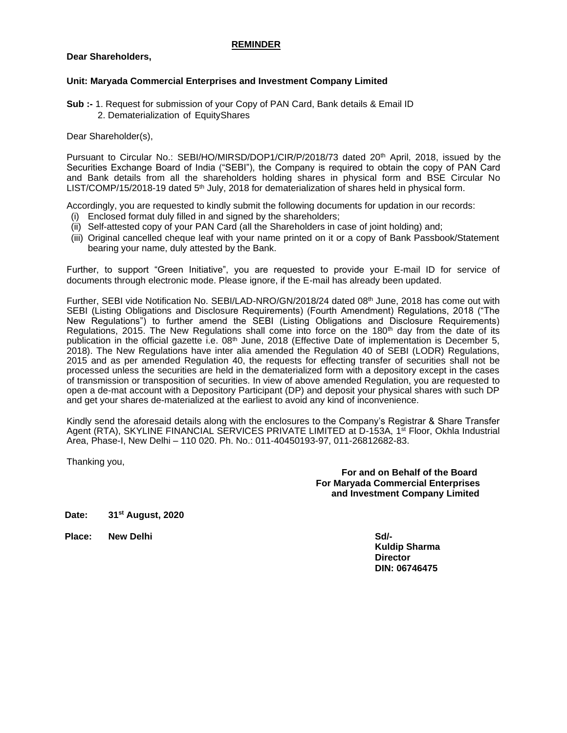**REMINDER**

**Dear Shareholders,**

**Unit: Maryada Commercial Enterprises and Investment Company Limited**

**Sub :-** 1. Request for submission of your Copy of PAN Card, Bank details & Email ID
2. Dematerialization of EquityShares

Dear Shareholder(s),

Pursuant to Circular No.: SEBI/HO/MIRSD/DOP1/CIR/P/2018/73 dated 20th April, 2018, issued by the Securities Exchange Board of India ("SEBI"), the Company is required to obtain the copy of PAN Card and Bank details from all the shareholders holding shares in physical form and BSE Circular No LIST/COMP/15/2018-19 dated 5th July, 2018 for dematerialization of shares held in physical form.

Accordingly, you are requested to kindly submit the following documents for updation in our records:

(i) Enclosed format duly filled in and signed by the shareholders;
(ii) Self-attested copy of your PAN Card (all the Shareholders in case of joint holding) and;
(iii) Original cancelled cheque leaf with your name printed on it or a copy of Bank Passbook/Statement bearing your name, duly attested by the Bank.

Further, to support "Green Initiative", you are requested to provide your E-mail ID for service of documents through electronic mode. Please ignore, if the E-mail has already been updated.

Further, SEBI vide Notification No. SEBI/LAD-NRO/GN/2018/24 dated 08th June, 2018 has come out with SEBI (Listing Obligations and Disclosure Requirements) (Fourth Amendment) Regulations, 2018 ("The New Regulations") to further amend the SEBI (Listing Obligations and Disclosure Requirements) Regulations, 2015. The New Regulations shall come into force on the 180th day from the date of its publication in the official gazette i.e. 08th June, 2018 (Effective Date of implementation is December 5, 2018). The New Regulations have inter alia amended the Regulation 40 of SEBI (LODR) Regulations, 2015 and as per amended Regulation 40, the requests for effecting transfer of securities shall not be processed unless the securities are held in the dematerialized form with a depository except in the cases of transmission or transposition of securities. In view of above amended Regulation, you are requested to open a de-mat account with a Depository Participant (DP) and deposit your physical shares with such DP and get your shares de-materialized at the earliest to avoid any kind of inconvenience.

Kindly send the aforesaid details along with the enclosures to the Company's Registrar & Share Transfer Agent (RTA), SKYLINE FINANCIAL SERVICES PRIVATE LIMITED at D-153A, 1st Floor, Okhla Industrial Area, Phase-I, New Delhi – 110 020. Ph. No.: 011-40450193-97, 011-26812682-83.

Thanking you,

**For and on Behalf of the Board**
**For Maryada Commercial Enterprises and Investment Company Limited**

**Date: 31st August, 2020**

**Place: New Delhi**

**Sd/-**
**Kuldip Sharma**
**Director**
**DIN: 06746475**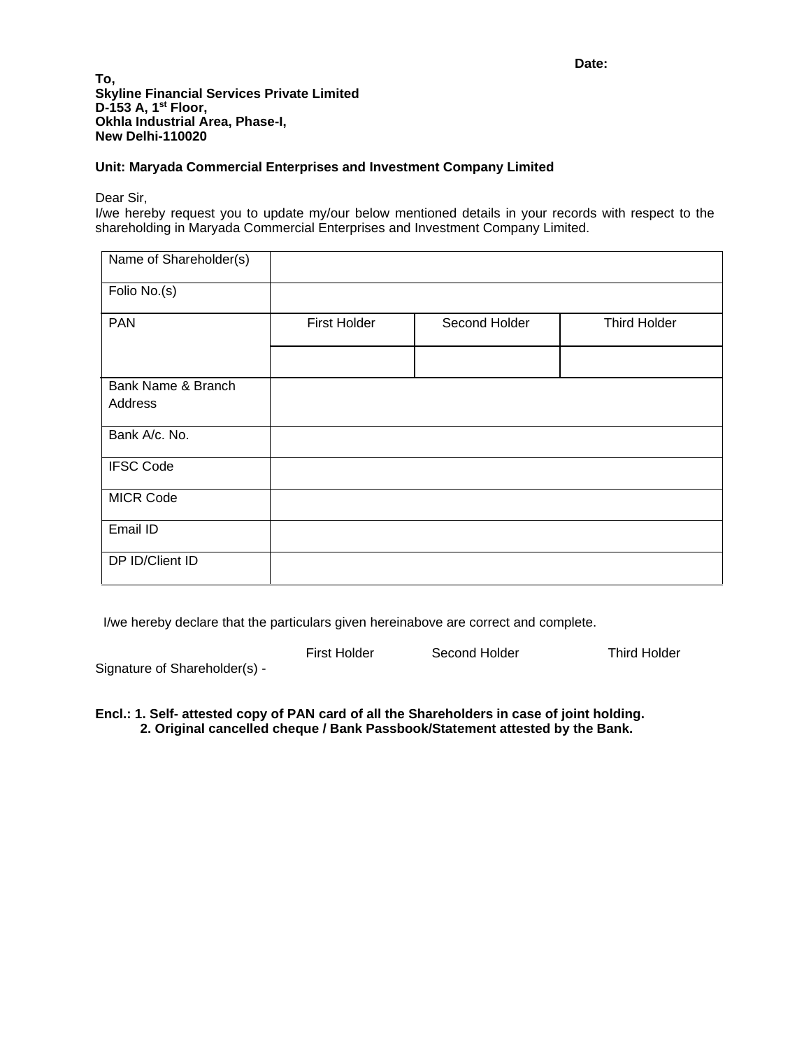**Date:**

**To,**
**Skyline Financial Services Private Limited**
**D-153 A, 1st Floor,**
**Okhla Industrial Area, Phase-I,**
**New Delhi-110020**

**Unit: Maryada Commercial Enterprises and Investment Company Limited**

Dear Sir,
I/we hereby request you to update my/our below mentioned details in your records with respect to the shareholding in Maryada Commercial Enterprises and Investment Company Limited.

| | | | |
|---|---|---|---|
| Name of Shareholder(s) | | | |
| Folio No.(s) | | | |
| PAN | First Holder | Second Holder | Third Holder |
| | | | |
| Bank Name & Branch Address | | | |
| Bank A/c. No. | | | |
| IFSC Code | | | |
| MICR Code | | | |
| Email ID | | | |
| DP ID/Client ID | | | |

I/we hereby declare that the particulars given hereinabove are correct and complete.

Signature of Shareholder(s) - First Holder Second Holder Third Holder

**Encl.: 1. Self- attested copy of PAN card of all the Shareholders in case of joint holding.**
**2. Original cancelled cheque / Bank Passbook/Statement attested by the Bank.**